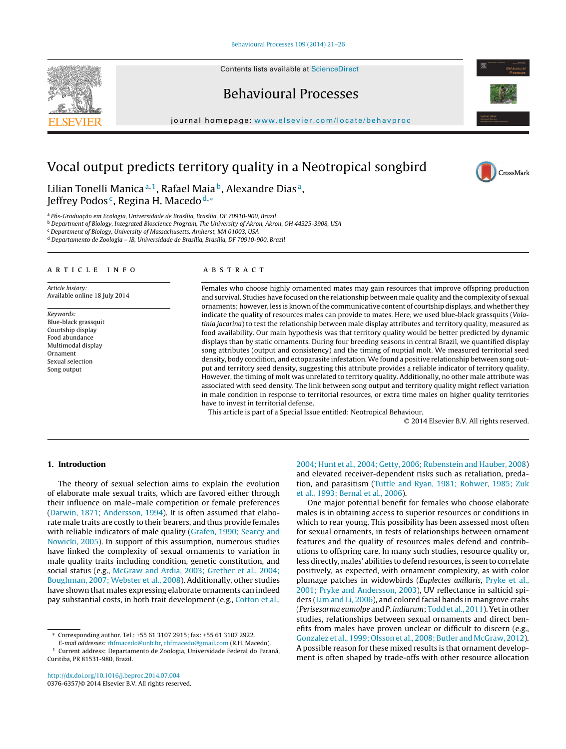# Vocal output predicts territory quality in a Neotropical songbird

Lilian Tonelli Manica[a,1], Rafael Maia[b], Alexandre Dias[a], Jeffrey Podos[c], Regina H. Macedo[d,*]

[a] Pós-Graduação em Ecologia, Universidade de Brasília, Brasília, DF 70910-900, Brazil
[b] Department of Biology, Integrated Bioscience Program, The University of Akron, Akron, OH 44325-3908, USA
[c] Department of Biology, University of Massachusetts, Amherst, MA 01003, USA
[d] Departamento de Zoologia – IB, Universidade de Brasília, Brasília, DF 70910-900, Brazil

## ARTICLE INFO

*Article history:*
Available online 18 July 2014

*Keywords:*
Blue-black grassquit
Courtship display
Food abundance
Multimodal display
Ornament
Sexual selection
Song output

## ABSTRACT

Females who choose highly ornamented mates may gain resources that improve offspring production and survival. Studies have focused on the relationship between male quality and the complexity of sexual ornaments; however, less is known of the communicative content of courtship displays, and whether they indicate the quality of resources males can provide to mates. Here, we used blue-black grassquits (*Volatinia jacarina*) to test the relationship between male display attributes and territory quality, measured as food availability. Our main hypothesis was that territory quality would be better predicted by dynamic displays than by static ornaments. During four breeding seasons in central Brazil, we quantified display song attributes (output and consistency) and the timing of nuptial molt. We measured territorial seed density, body condition, and ectoparasite infestation. We found a positive relationship between song output and territory seed density, suggesting this attribute provides a reliable indicator of territory quality. However, the timing of molt was unrelated to territory quality. Additionally, no other male attribute was associated with seed density. The link between song output and territory quality might reflect variation in male condition in response to territorial resources, or extra time males on higher quality territories have to invest in territorial defense.

This article is part of a Special Issue entitled: Neotropical Behaviour.

© 2014 Elsevier B.V. All rights reserved.

## 1. Introduction

The theory of sexual selection aims to explain the evolution of elaborate male sexual traits, which are favored either through their influence on male–male competition or female preferences (Darwin, 1871; Andersson, 1994). It is often assumed that elaborate male traits are costly to their bearers, and thus provide females with reliable indicators of male quality (Grafen, 1990; Searcy and Nowicki, 2005). In support of this assumption, numerous studies have linked the complexity of sexual ornaments to variation in male quality traits including condition, genetic constitution, and social status (e.g., McGraw and Ardia, 2003; Grether et al., 2004; Boughman, 2007; Webster et al., 2008). Additionally, other studies have shown that males expressing elaborate ornaments can indeed pay substantial costs, in both trait development (e.g., Cotton et al., 2004; Hunt et al., 2004; Getty, 2006; Rubenstein and Hauber, 2008) and elevated receiver-dependent risks such as retaliation, predation, and parasitism (Tuttle and Ryan, 1981; Rohwer, 1985; Zuk et al., 1993; Bernal et al., 2006).

One major potential benefit for females who choose elaborate males is in obtaining access to superior resources or conditions in which to rear young. This possibility has been assessed most often for sexual ornaments, in tests of relationships between ornament features and the quality of resources males defend and contributions to offspring care. In many such studies, resource quality or, less directly, males' abilities to defend resources, is seen to correlate positively, as expected, with ornament complexity, as with color plumage patches in widowbirds (*Euplectes axillaris*, Pryke et al., 2001; Pryke and Andersson, 2003), UV reflectance in salticid spiders (Lim and Li, 2006), and colored facial bands in mangrove crabs (*Perisesarma eumolpe* and *P. indiarum*; Todd et al., 2011). Yet in other studies, relationships between sexual ornaments and direct benefits from males have proven unclear or difficult to discern (e.g., Gonzalez et al., 1999; Olsson et al., 2008; Butler and McGraw, 2012). A possible reason for these mixed results is that ornament development is often shaped by trade-offs with other resource allocation

* Corresponding author. Tel.: +55 61 3107 2915; fax: +55 61 3107 2922.
E-mail addresses: rhfmacedo@unb.br, rhfmacedo@gmail.com (R.H. Macedo).
[1] Current address: Departamento de Zoologia, Universidade Federal do Paraná, Curitiba, PR 81531-980, Brazil.

http://dx.doi.org/10.1016/j.beproc.2014.07.004
0376-6357/© 2014 Elsevier B.V. All rights reserved.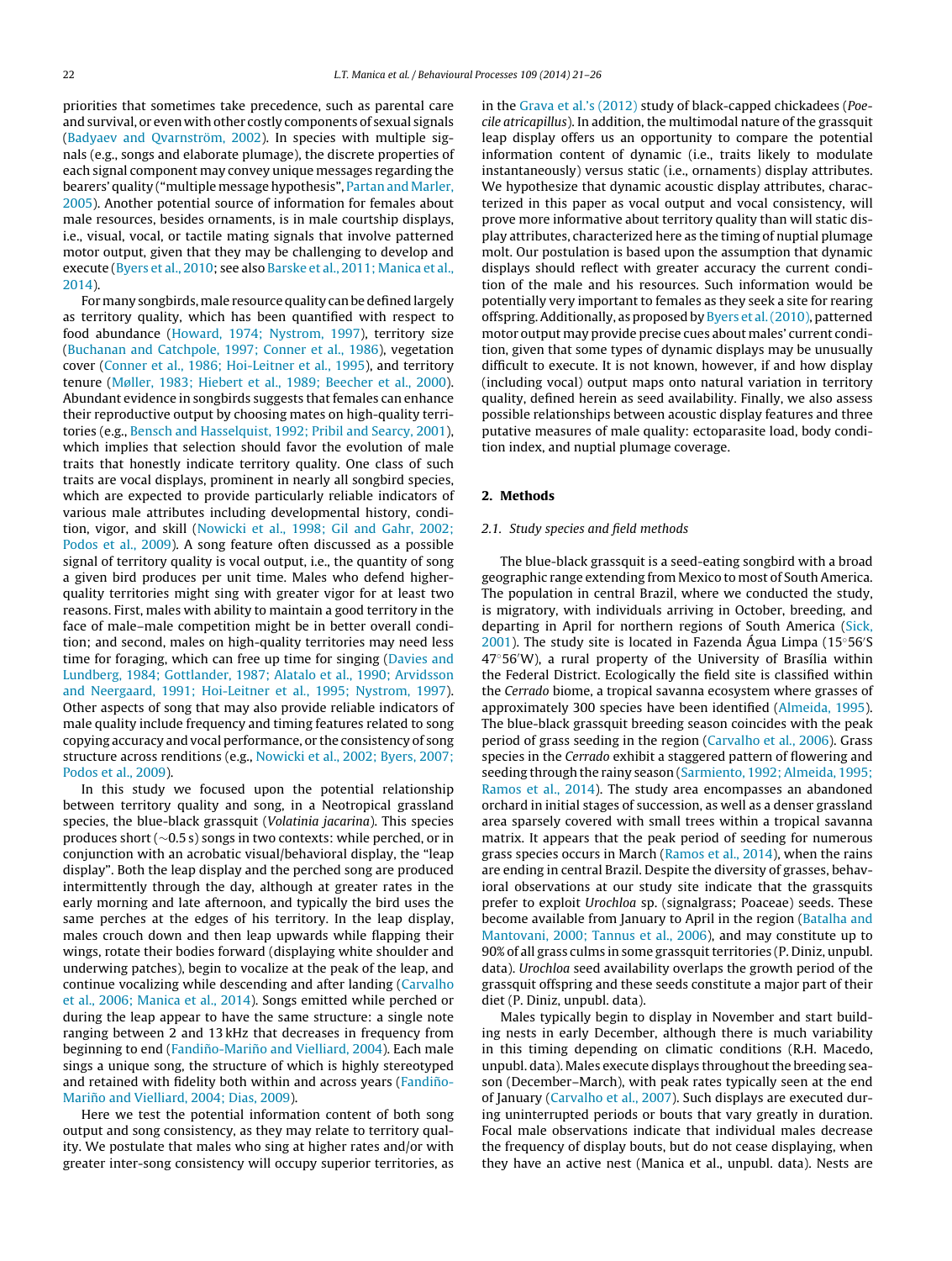priorities that sometimes take precedence, such as parental care and survival, or even with other costly components of sexual signals (Badyaev and Qvarnström, 2002). In species with multiple signals (e.g., songs and elaborate plumage), the discrete properties of each signal component may convey unique messages regarding the bearers' quality ("multiple message hypothesis", Partan and Marler, 2005). Another potential source of information for females about male resources, besides ornaments, is in male courtship displays, i.e., visual, vocal, or tactile mating signals that involve patterned motor output, given that they may be challenging to develop and execute (Byers et al., 2010; see also Barske et al., 2011; Manica et al., 2014).

For many songbirds, male resource quality can be defined largely as territory quality, which has been quantified with respect to food abundance (Howard, 1974; Nystrom, 1997), territory size (Buchanan and Catchpole, 1997; Conner et al., 1986), vegetation cover (Conner et al., 1986; Hoi-Leitner et al., 1995), and territory tenure (Møller, 1983; Hiebert et al., 1989; Beecher et al., 2000). Abundant evidence in songbirds suggests that females can enhance their reproductive output by choosing mates on high-quality territories (e.g., Bensch and Hasselquist, 1992; Pribil and Searcy, 2001), which implies that selection should favor the evolution of male traits that honestly indicate territory quality. One class of such traits are vocal displays, prominent in nearly all songbird species, which are expected to provide particularly reliable indicators of various male attributes including developmental history, condition, vigor, and skill (Nowicki et al., 1998; Gil and Gahr, 2002; Podos et al., 2009). A song feature often discussed as a possible signal of territory quality is vocal output, i.e., the quantity of song a given bird produces per unit time. Males who defend higher-quality territories might sing with greater vigor for at least two reasons. First, males with ability to maintain a good territory in the face of male–male competition might be in better overall condition; and second, males on high-quality territories may need less time for foraging, which can free up time for singing (Davies and Lundberg, 1984; Gottlander, 1987; Alatalo et al., 1990; Arvidsson and Neergaard, 1991; Hoi-Leitner et al., 1995; Nystrom, 1997). Other aspects of song that may also provide reliable indicators of male quality include frequency and timing features related to song copying accuracy and vocal performance, or the consistency of song structure across renditions (e.g., Nowicki et al., 2002; Byers, 2007; Podos et al., 2009).

In this study we focused upon the potential relationship between territory quality and song, in a Neotropical grassland species, the blue-black grassquit (*Volatinia jacarina*). This species produces short (~0.5 s) songs in two contexts: while perched, or in conjunction with an acrobatic visual/behavioral display, the "leap display". Both the leap display and the perched song are produced intermittently through the day, although at greater rates in the early morning and late afternoon, and typically the bird uses the same perches at the edges of his territory. In the leap display, males crouch down and then leap upwards while flapping their wings, rotate their bodies forward (displaying white shoulder and underwing patches), begin to vocalize at the peak of the leap, and continue vocalizing while descending and after landing (Carvalho et al., 2006; Manica et al., 2014). Songs emitted while perched or during the leap appear to have the same structure: a single note ranging between 2 and 13 kHz that decreases in frequency from beginning to end (Fandiño-Mariño and Vielliard, 2004). Each male sings a unique song, the structure of which is highly stereotyped and retained with fidelity both within and across years (Fandiño-Mariño and Vielliard, 2004; Dias, 2009).

Here we test the potential information content of both song output and song consistency, as they may relate to territory quality. We postulate that males who sing at higher rates and/or with greater inter-song consistency will occupy superior territories, as in the Grava et al.'s (2012) study of black-capped chickadees (*Poecile atricapillus*). In addition, the multimodal nature of the grassquit leap display offers us an opportunity to compare the potential information content of dynamic (i.e., traits likely to modulate instantaneously) versus static (i.e., ornaments) display attributes. We hypothesize that dynamic acoustic display attributes, characterized in this paper as vocal output and vocal consistency, will prove more informative about territory quality than will static display attributes, characterized here as the timing of nuptial plumage molt. Our postulation is based upon the assumption that dynamic displays should reflect with greater accuracy the current condition of the male and his resources. Such information would be potentially very important to females as they seek a site for rearing offspring. Additionally, as proposed by Byers et al. (2010), patterned motor output may provide precise cues about males' current condition, given that some types of dynamic displays may be unusually difficult to execute. It is not known, however, if and how display (including vocal) output maps onto natural variation in territory quality, defined herein as seed availability. Finally, we also assess possible relationships between acoustic display features and three putative measures of male quality: ectoparasite load, body condition index, and nuptial plumage coverage.

## 2. Methods

### 2.1. Study species and field methods

The blue-black grassquit is a seed-eating songbird with a broad geographic range extending from Mexico to most of South America. The population in central Brazil, where we conducted the study, is migratory, with individuals arriving in October, breeding, and departing in April for northern regions of South America (Sick, 2001). The study site is located in Fazenda Água Limpa (15°56′S 47°56′W), a rural property of the University of Brasília within the Federal District. Ecologically the field site is classified within the *Cerrado* biome, a tropical savanna ecosystem where grasses of approximately 300 species have been identified (Almeida, 1995). The blue-black grassquit breeding season coincides with the peak period of grass seeding in the region (Carvalho et al., 2006). Grass species in the *Cerrado* exhibit a staggered pattern of flowering and seeding through the rainy season (Sarmiento, 1992; Almeida, 1995; Ramos et al., 2014). The study area encompasses an abandoned orchard in initial stages of succession, as well as a denser grassland area sparsely covered with small trees within a tropical savanna matrix. It appears that the peak period of seeding for numerous grass species occurs in March (Ramos et al., 2014), when the rains are ending in central Brazil. Despite the diversity of grasses, behavioral observations at our study site indicate that the grassquits prefer to exploit *Urochloa* sp. (signalgrass; Poaceae) seeds. These become available from January to April in the region (Batalha and Mantovani, 2000; Tannus et al., 2006), and may constitute up to 90% of all grass culms in some grassquit territories (P. Diniz, unpubl. data). *Urochloa* seed availability overlaps the growth period of the grassquit offspring and these seeds constitute a major part of their diet (P. Diniz, unpubl. data).

Males typically begin to display in November and start building nests in early December, although there is much variability in this timing depending on climatic conditions (R.H. Macedo, unpubl. data). Males execute displays throughout the breeding season (December–March), with peak rates typically seen at the end of January (Carvalho et al., 2007). Such displays are executed during uninterrupted periods or bouts that vary greatly in duration. Focal male observations indicate that individual males decrease the frequency of display bouts, but do not cease displaying, when they have an active nest (Manica et al., unpubl. data). Nests are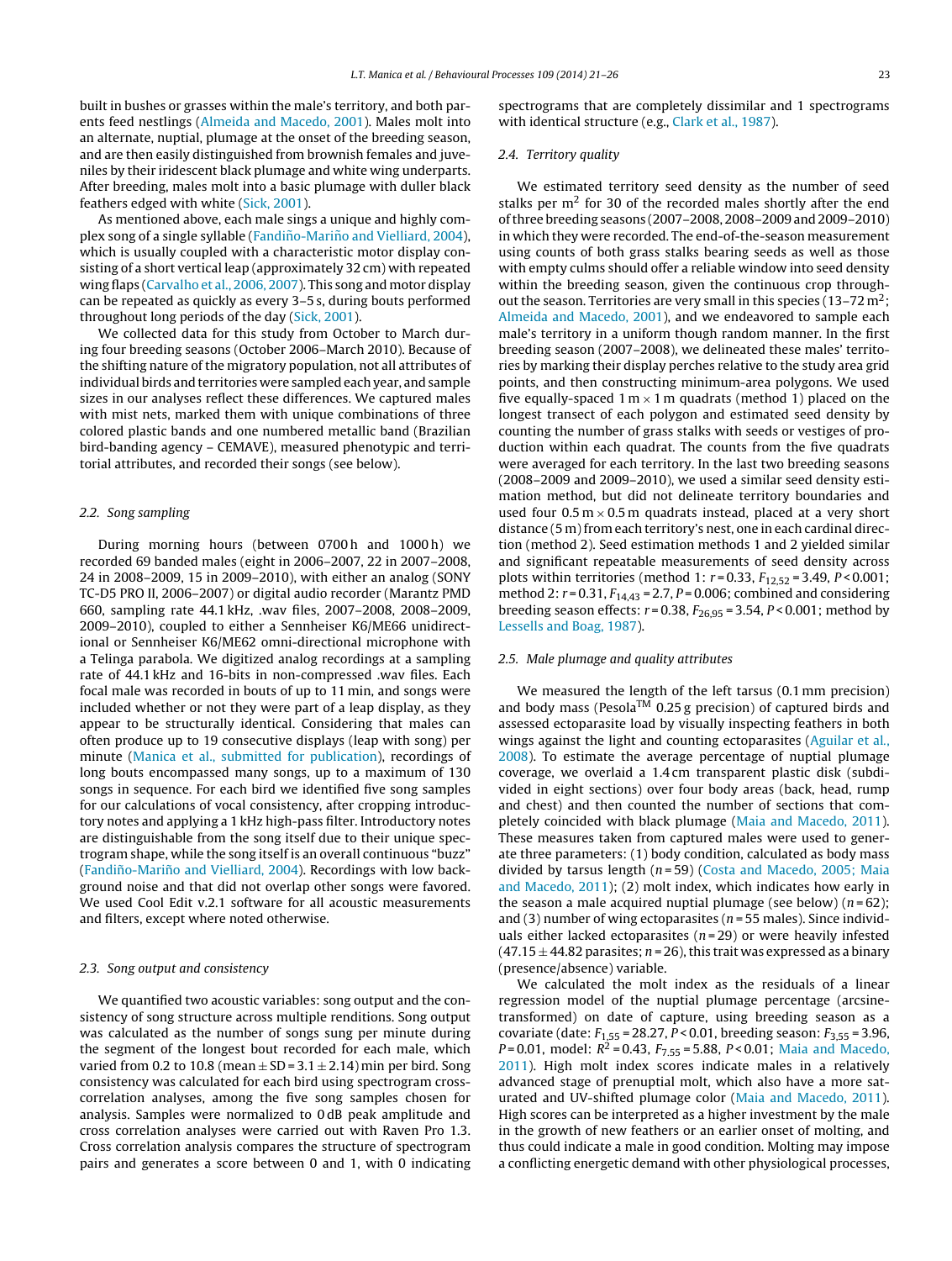built in bushes or grasses within the male's territory, and both parents feed nestlings (Almeida and Macedo, 2001). Males molt into an alternate, nuptial, plumage at the onset of the breeding season, and are then easily distinguished from brownish females and juveniles by their iridescent black plumage and white wing underparts. After breeding, males molt into a basic plumage with duller black feathers edged with white (Sick, 2001).

As mentioned above, each male sings a unique and highly complex song of a single syllable (Fandiño-Mariño and Vielliard, 2004), which is usually coupled with a characteristic motor display consisting of a short vertical leap (approximately 32 cm) with repeated wing flaps (Carvalho et al., 2006, 2007). This song and motor display can be repeated as quickly as every 3–5 s, during bouts performed throughout long periods of the day (Sick, 2001).

We collected data for this study from October to March during four breeding seasons (October 2006–March 2010). Because of the shifting nature of the migratory population, not all attributes of individual birds and territories were sampled each year, and sample sizes in our analyses reflect these differences. We captured males with mist nets, marked them with unique combinations of three colored plastic bands and one numbered metallic band (Brazilian bird-banding agency – CEMAVE), measured phenotypic and territorial attributes, and recorded their songs (see below).

### 2.2. Song sampling

During morning hours (between 0700 h and 1000 h) we recorded 69 banded males (eight in 2006–2007, 22 in 2007–2008, 24 in 2008–2009, 15 in 2009–2010), with either an analog (SONY TC-D5 PRO II, 2006–2007) or digital audio recorder (Marantz PMD 660, sampling rate 44.1 kHz, .wav files, 2007–2008, 2008–2009, 2009–2010), coupled to either a Sennheiser K6/ME66 unidirectional or Sennheiser K6/ME62 omni-directional microphone with a Telinga parabola. We digitized analog recordings at a sampling rate of 44.1 kHz and 16-bits in non-compressed .wav files. Each focal male was recorded in bouts of up to 11 min, and songs were included whether or not they were part of a leap display, as they appear to be structurally identical. Considering that males can often produce up to 19 consecutive displays (leap with song) per minute (Manica et al., submitted for publication), recordings of long bouts encompassed many songs, up to a maximum of 130 songs in sequence. For each bird we identified five song samples for our calculations of vocal consistency, after cropping introductory notes and applying a 1 kHz high-pass filter. Introductory notes are distinguishable from the song itself due to their unique spectrogram shape, while the song itself is an overall continuous "buzz" (Fandiño-Mariño and Vielliard, 2004). Recordings with low background noise and that did not overlap other songs were favored. We used Cool Edit v.2.1 software for all acoustic measurements and filters, except where noted otherwise.

### 2.3. Song output and consistency

We quantified two acoustic variables: song output and the consistency of song structure across multiple renditions. Song output was calculated as the number of songs sung per minute during the segment of the longest bout recorded for each male, which varied from 0.2 to 10.8 (mean ± SD = 3.1 ± 2.14) min per bird. Song consistency was calculated for each bird using spectrogram cross-correlation analyses, among the five song samples chosen for analysis. Samples were normalized to 0 dB peak amplitude and cross correlation analyses were carried out with Raven Pro 1.3. Cross correlation analysis compares the structure of spectrogram pairs and generates a score between 0 and 1, with 0 indicating spectrograms that are completely dissimilar and 1 spectrograms with identical structure (e.g., Clark et al., 1987).

### 2.4. Territory quality

We estimated territory seed density as the number of seed stalks per m$^2$ for 30 of the recorded males shortly after the end of three breeding seasons (2007–2008, 2008–2009 and 2009–2010) in which they were recorded. The end-of-the-season measurement using counts of both grass stalks bearing seeds as well as those with empty culms should offer a reliable window into seed density within the breeding season, given the continuous crop throughout the season. Territories are very small in this species (13–72 m$^2$; Almeida and Macedo, 2001), and we endeavored to sample each male's territory in a uniform though random manner. In the first breeding season (2007–2008), we delineated these males' territories by marking their display perches relative to the study area grid points, and then constructing minimum-area polygons. We used five equally-spaced 1 m × 1 m quadrats (method 1) placed on the longest transect of each polygon and estimated seed density by counting the number of grass stalks with seeds or vestiges of production within each quadrat. The counts from the five quadrats were averaged for each territory. In the last two breeding seasons (2008–2009 and 2009–2010), we used a similar seed density estimation method, but did not delineate territory boundaries and used four 0.5 m × 0.5 m quadrats instead, placed at a very short distance (5 m) from each territory's nest, one in each cardinal direction (method 2). Seed estimation methods 1 and 2 yielded similar and significant repeatable measurements of seed density across plots within territories (method 1: $r = 0.33$, $F_{12,52} = 3.49$, $P < 0.001$; method 2: $r = 0.31$, $F_{14,43} = 2.7$, $P = 0.006$; combined and considering breeding season effects: $r = 0.38$, $F_{26,95} = 3.54$, $P < 0.001$; method by Lessells and Boag, 1987).

### 2.5. Male plumage and quality attributes

We measured the length of the left tarsus (0.1 mm precision) and body mass (Pesola™ 0.25 g precision) of captured birds and assessed ectoparasite load by visually inspecting feathers in both wings against the light and counting ectoparasites (Aguilar et al., 2008). To estimate the average percentage of nuptial plumage coverage, we overlaid a 1.4 cm transparent plastic disk (subdivided in eight sections) over four body areas (back, head, rump and chest) and then counted the number of sections that completely coincided with black plumage (Maia and Macedo, 2011). These measures taken from captured males were used to generate three parameters: (1) body condition, calculated as body mass divided by tarsus length ($n = 59$) (Costa and Macedo, 2005; Maia and Macedo, 2011); (2) molt index, which indicates how early in the season a male acquired nuptial plumage (see below) ($n = 62$); and (3) number of wing ectoparasites ($n = 55$ males). Since individuals either lacked ectoparasites ($n = 29$) or were heavily infested ($47.15 \pm 44.82$ parasites; $n = 26$), this trait was expressed as a binary (presence/absence) variable.

We calculated the molt index as the residuals of a linear regression model of the nuptial plumage percentage (arcsine-transformed) on date of capture, using breeding season as a covariate (date: $F_{1,55} = 28.27$, $P < 0.01$, breeding season: $F_{3,55} = 3.96$, $P = 0.01$, model: $R^2 = 0.43$, $F_{7,55} = 5.88$, $P < 0.01$; Maia and Macedo, 2011). High molt index scores indicate males in a relatively advanced stage of prenuptial molt, which also have a more saturated and UV-shifted plumage color (Maia and Macedo, 2011). High scores can be interpreted as a higher investment by the male in the growth of new feathers or an earlier onset of molting, and thus could indicate a male in good condition. Molting may impose a conflicting energetic demand with other physiological processes,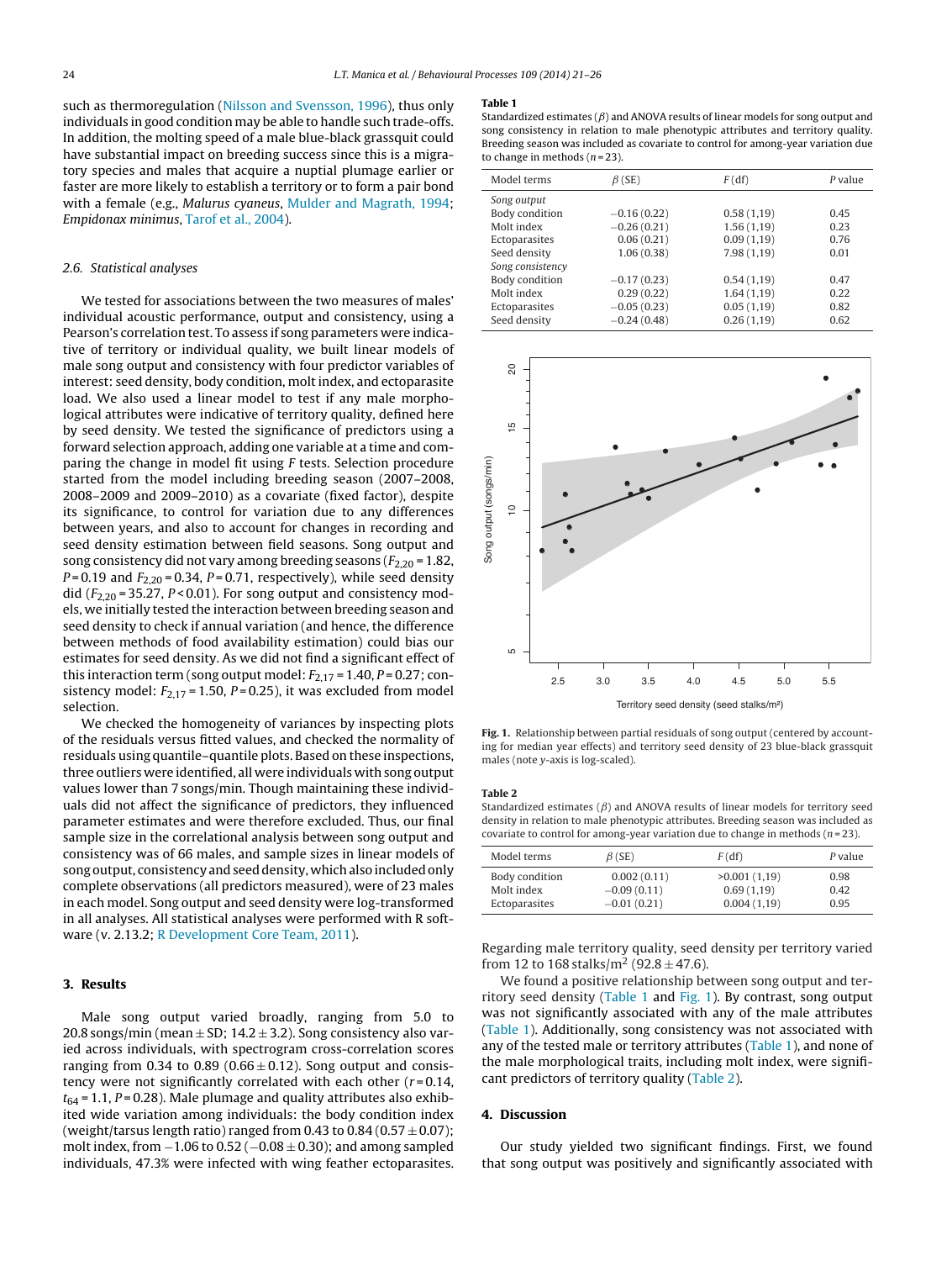such as thermoregulation (Nilsson and Svensson, 1996), thus only individuals in good condition may be able to handle such trade-offs. In addition, the molting speed of a male blue-black grassquit could have substantial impact on breeding success since this is a migratory species and males that acquire a nuptial plumage earlier or faster are more likely to establish a territory or to form a pair bond with a female (e.g., *Malurus cyaneus*, Mulder and Magrath, 1994; *Empidonax minimus*, Tarof et al., 2004).

### 2.6. Statistical analyses

We tested for associations between the two measures of males' individual acoustic performance, output and consistency, using a Pearson's correlation test. To assess if song parameters were indicative of territory or individual quality, we built linear models of male song output and consistency with four predictor variables of interest: seed density, body condition, molt index, and ectoparasite load. We also used a linear model to test if any male morphological attributes were indicative of territory quality, defined here by seed density. We tested the significance of predictors using a forward selection approach, adding one variable at a time and comparing the change in model fit using *F* tests. Selection procedure started from the model including breeding season (2007–2008, 2008–2009 and 2009–2010) as a covariate (fixed factor), despite its significance, to control for variation due to any differences between years, and also to account for changes in recording and seed density estimation between field seasons. Song output and song consistency did not vary among breeding seasons ($F_{2,20} = 1.82$, $P = 0.19$ and $F_{2,20} = 0.34$, $P = 0.71$, respectively), while seed density did ($F_{2,20} = 35.27$, $P < 0.01$). For song output and consistency models, we initially tested the interaction between breeding season and seed density to check if annual variation (and hence, the difference between methods of food availability estimation) could bias our estimates for seed density. As we did not find a significant effect of this interaction term (song output model: $F_{2,17} = 1.40$, $P = 0.27$; consistency model: $F_{2,17} = 1.50$, $P = 0.25$), it was excluded from model selection.

We checked the homogeneity of variances by inspecting plots of the residuals versus fitted values, and checked the normality of residuals using quantile–quantile plots. Based on these inspections, three outliers were identified, all were individuals with song output values lower than 7 songs/min. Though maintaining these individuals did not affect the significance of predictors, they influenced parameter estimates and were therefore excluded. Thus, our final sample size in the correlational analysis between song output and consistency was of 66 males, and sample sizes in linear models of song output, consistency and seed density, which also included only complete observations (all predictors measured), were of 23 males in each model. Song output and seed density were log-transformed in all analyses. All statistical analyses were performed with R software (v. 2.13.2; R Development Core Team, 2011).

## 3. Results

Male song output varied broadly, ranging from 5.0 to 20.8 songs/min (mean ± SD; 14.2 ± 3.2). Song consistency also varied across individuals, with spectrogram cross-correlation scores ranging from 0.34 to 0.89 (0.66 ± 0.12). Song output and consistency were not significantly correlated with each other ($r = 0.14$, $t_{64} = 1.1$, $P = 0.28$). Male plumage and quality attributes also exhibited wide variation among individuals: the body condition index (weight/tarsus length ratio) ranged from 0.43 to 0.84 (0.57 ± 0.07); molt index, from −1.06 to 0.52 (−0.08 ± 0.30); and among sampled individuals, 47.3% were infected with wing feather ectoparasites.

**Table 1**
Standardized estimates ($\beta$) and ANOVA results of linear models for song output and song consistency in relation to male phenotypic attributes and territory quality. Breeding season was included as covariate to control for among-year variation due to change in methods ($n = 23$).

| Model terms | $\beta$ (SE) | *F* (df) | *P* value |
|---|---|---|---|
| *Song output* | | | |
| Body condition | −0.16 (0.22) | 0.58 (1,19) | 0.45 |
| Molt index | −0.26 (0.21) | 1.56 (1,19) | 0.23 |
| Ectoparasites | 0.06 (0.21) | 0.09 (1,19) | 0.76 |
| Seed density | 1.06 (0.38) | 7.98 (1,19) | 0.01 |
| *Song consistency* | | | |
| Body condition | −0.17 (0.23) | 0.54 (1,19) | 0.47 |
| Molt index | 0.29 (0.22) | 1.64 (1,19) | 0.22 |
| Ectoparasites | −0.05 (0.23) | 0.05 (1,19) | 0.82 |
| Seed density | −0.24 (0.48) | 0.26 (1,19) | 0.62 |

**Fig. 1.** Relationship between partial residuals of song output (centered by accounting for median year effects) and territory seed density of 23 blue-black grassquit males (note *y*-axis is log-scaled).

**Table 2**
Standardized estimates ($\beta$) and ANOVA results of linear models for territory seed density in relation to male phenotypic attributes. Breeding season was included as covariate to control for among-year variation due to change in methods ($n = 23$).

| Model terms | $\beta$ (SE) | *F* (df) | *P* value |
|---|---|---|---|
| Body condition | 0.002 (0.11) | >0.001 (1,19) | 0.98 |
| Molt index | −0.09 (0.11) | 0.69 (1,19) | 0.42 |
| Ectoparasites | −0.01 (0.21) | 0.004 (1,19) | 0.95 |

Regarding male territory quality, seed density per territory varied from 12 to 168 stalks/m² (92.8 ± 47.6).

We found a positive relationship between song output and territory seed density (Table 1 and Fig. 1). By contrast, song output was not significantly associated with any of the male attributes (Table 1). Additionally, song consistency was not associated with any of the tested male or territory attributes (Table 1), and none of the male morphological traits, including molt index, were significant predictors of territory quality (Table 2).

## 4. Discussion

Our study yielded two significant findings. First, we found that song output was positively and significantly associated with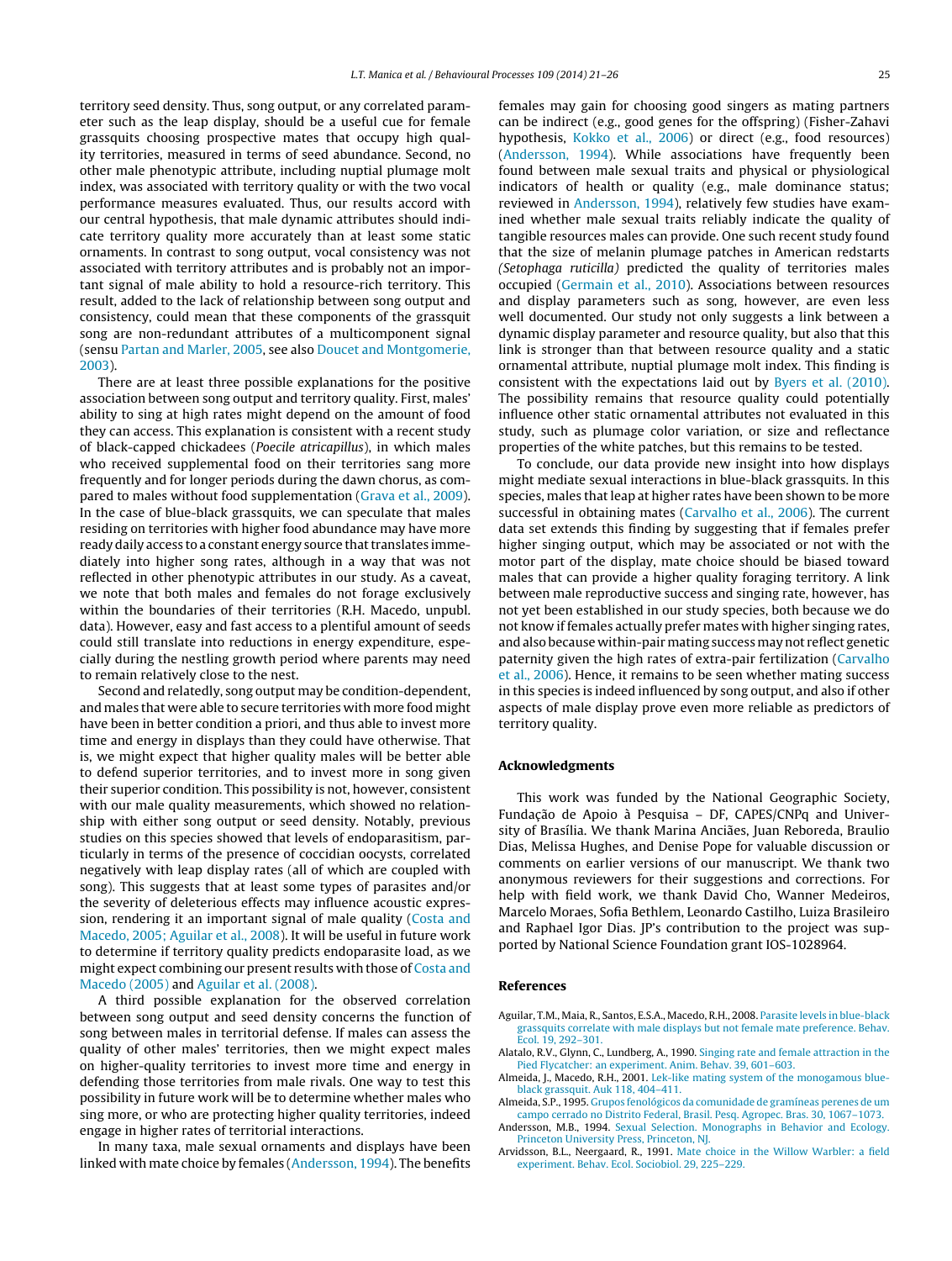territory seed density. Thus, song output, or any correlated parameter such as the leap display, should be a useful cue for female grassquits choosing prospective mates that occupy high quality territories, measured in terms of seed abundance. Second, no other male phenotypic attribute, including nuptial plumage molt index, was associated with territory quality or with the two vocal performance measures evaluated. Thus, our results accord with our central hypothesis, that male dynamic attributes should indicate territory quality more accurately than at least some static ornaments. In contrast to song output, vocal consistency was not associated with territory attributes and is probably not an important signal of male ability to hold a resource-rich territory. This result, added to the lack of relationship between song output and consistency, could mean that these components of the grassquit song are non-redundant attributes of a multicomponent signal (sensu Partan and Marler, 2005, see also Doucet and Montgomerie, 2003).

There are at least three possible explanations for the positive association between song output and territory quality. First, males' ability to sing at high rates might depend on the amount of food they can access. This explanation is consistent with a recent study of black-capped chickadees (*Poecile atricapillus*), in which males who received supplemental food on their territories sang more frequently and for longer periods during the dawn chorus, as compared to males without food supplementation (Grava et al., 2009). In the case of blue-black grassquits, we can speculate that males residing on territories with higher food abundance may have more ready daily access to a constant energy source that translates immediately into higher song rates, although in a way that was not reflected in other phenotypic attributes in our study. As a caveat, we note that both males and females do not forage exclusively within the boundaries of their territories (R.H. Macedo, unpubl. data). However, easy and fast access to a plentiful amount of seeds could still translate into reductions in energy expenditure, especially during the nestling growth period where parents may need to remain relatively close to the nest.

Second and relatedly, song output may be condition-dependent, and males that were able to secure territories with more food might have been in better condition a priori, and thus able to invest more time and energy in displays than they could have otherwise. That is, we might expect that higher quality males will be better able to defend superior territories, and to invest more in song given their superior condition. This possibility is not, however, consistent with our male quality measurements, which showed no relationship with either song output or seed density. Notably, previous studies on this species showed that levels of endoparasitism, particularly in terms of the presence of coccidian oocysts, correlated negatively with leap display rates (all of which are coupled with song). This suggests that at least some types of parasites and/or the severity of deleterious effects may influence acoustic expression, rendering it an important signal of male quality (Costa and Macedo, 2005; Aguilar et al., 2008). It will be useful in future work to determine if territory quality predicts endoparasite load, as we might expect combining our present results with those of Costa and Macedo (2005) and Aguilar et al. (2008).

A third possible explanation for the observed correlation between song output and seed density concerns the function of song between males in territorial defense. If males can assess the quality of other males' territories, then we might expect males on higher-quality territories to invest more time and energy in defending those territories from male rivals. One way to test this possibility in future work will be to determine whether males who sing more, or who are protecting higher quality territories, indeed engage in higher rates of territorial interactions.

In many taxa, male sexual ornaments and displays have been linked with mate choice by females (Andersson, 1994). The benefits females may gain for choosing good singers as mating partners can be indirect (e.g., good genes for the offspring) (Fisher-Zahavi hypothesis, Kokko et al., 2006) or direct (e.g., food resources) (Andersson, 1994). While associations have frequently been found between male sexual traits and physical or physiological indicators of health or quality (e.g., male dominance status; reviewed in Andersson, 1994), relatively few studies have examined whether male sexual traits reliably indicate the quality of tangible resources males can provide. One such recent study found that the size of melanin plumage patches in American redstarts (*Setophaga ruticilla*) predicted the quality of territories males occupied (Germain et al., 2010). Associations between resources and display parameters such as song, however, are even less well documented. Our study not only suggests a link between a dynamic display parameter and resource quality, but also that this link is stronger than that between resource quality and a static ornamental attribute, nuptial plumage molt index. This finding is consistent with the expectations laid out by Byers et al. (2010). The possibility remains that resource quality could potentially influence other static ornamental attributes not evaluated in this study, such as plumage color variation, or size and reflectance properties of the white patches, but this remains to be tested.

To conclude, our data provide new insight into how displays might mediate sexual interactions in blue-black grassquits. In this species, males that leap at higher rates have been shown to be more successful in obtaining mates (Carvalho et al., 2006). The current data set extends this finding by suggesting that if females prefer higher singing output, which may be associated or not with the motor part of the display, mate choice should be biased toward males that can provide a higher quality foraging territory. A link between male reproductive success and singing rate, however, has not yet been established in our study species, both because we do not know if females actually prefer mates with higher singing rates, and also because within-pair mating success may not reflect genetic paternity given the high rates of extra-pair fertilization (Carvalho et al., 2006). Hence, it remains to be seen whether mating success in this species is indeed influenced by song output, and also if other aspects of male display prove even more reliable as predictors of territory quality.

## Acknowledgments

This work was funded by the National Geographic Society, Fundação de Apoio à Pesquisa – DF, CAPES/CNPq and University of Brasília. We thank Marina Anciães, Juan Reboreda, Braulio Dias, Melissa Hughes, and Denise Pope for valuable discussion or comments on earlier versions of our manuscript. We thank two anonymous reviewers for their suggestions and corrections. For help with field work, we thank David Cho, Wanner Medeiros, Marcelo Moraes, Sofia Bethlem, Leonardo Castilho, Luiza Brasileiro and Raphael Igor Dias. JP's contribution to the project was supported by National Science Foundation grant IOS-1028964.

## References

Aguilar, T.M., Maia, R., Santos, E.S.A., Macedo, R.H., 2008. Parasite levels in blue-black grassquits correlate with male displays but not female mate preference. Behav. Ecol. 19, 292–301.

Alatalo, R.V., Glynn, C., Lundberg, A., 1990. Singing rate and female attraction in the Pied Flycatcher: an experiment. Anim. Behav. 39, 601–603.

Almeida, J., Macedo, R.H., 2001. Lek-like mating system of the monogamous blue-black grassquit. Auk 118, 404–411.

Almeida, S.P., 1995. Grupos fenológicos da comunidade de gramíneas perenes de um campo cerrado no Distrito Federal, Brasil. Pesq. Agropec. Bras. 30, 1067–1073.

Andersson, M.B., 1994. Sexual Selection. Monographs in Behavior and Ecology. Princeton University Press, Princeton, NJ.

Arvidsson, B.L., Neergaard, R., 1991. Mate choice in the Willow Warbler: a field experiment. Behav. Ecol. Sociobiol. 29, 225–229.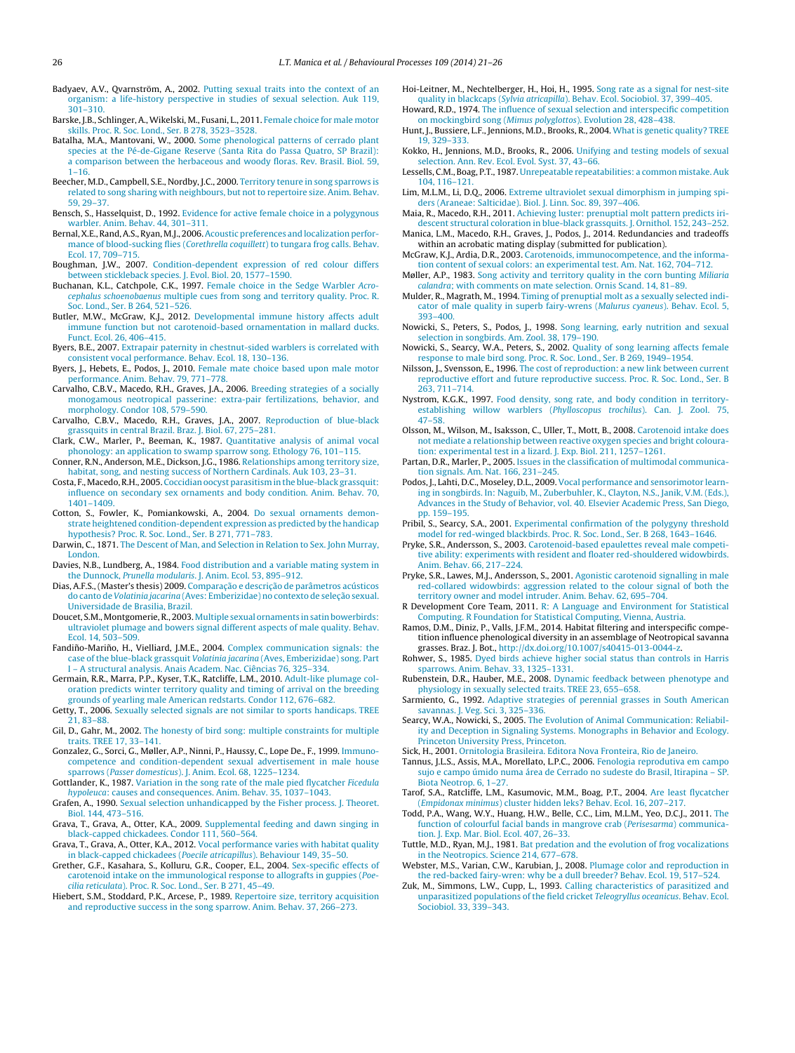Badyaev, A.V., Qvarnström, A., 2002. Putting sexual traits into the context of an organism: a life-history perspective in studies of sexual selection. Auk 119, 301–310.

Barske, J.B., Schlinger, A., Wikelski, M., Fusani, L., 2011. Female choice for male motor skills. Proc. R. Soc. Lond., Ser. B 278, 3523–3528.

Batalha, M.A., Mantovani, W., 2000. Some phenological patterns of cerrado plant species at the Pé-de-Gigane Reserve (Santa Rita do Passa Quatro, SP Brazil): a comparison between the herbaceous and woody floras. Rev. Brasil. Biol. 59, 1–16.

Beecher, M.D., Campbell, S.E., Nordby, J.C., 2000. Territory tenure in song sparrows is related to song sharing with neighbours, but not to repertoire size. Anim. Behav. 59, 29–37.

Bensch, S., Hasselquist, D., 1992. Evidence for active female choice in a polygynous warbler. Anim. Behav. 44, 301–311.

Bernal, X.E., Rand, A.S., Ryan, M.J., 2006. Acoustic preferences and localization performance of blood-sucking flies (*Corethrella coquillett*) to tungara frog calls. Behav. Ecol. 17, 709–715.

Boughman, J.W., 2007. Condition-dependent expression of red colour differs between stickleback species. J. Evol. Biol. 20, 1577–1590.

Buchanan, K.L., Catchpole, C.K., 1997. Female choice in the Sedge Warbler *Acrocephalus schoenobaenus* multiple cues from song and territory quality. Proc. R. Soc. Lond., Ser. B 264, 521–526.

Butler, M.W., McGraw, K.J., 2012. Developmental immune history affects adult immune function but not carotenoid-based ornamentation in mallard ducks. Funct. Ecol. 26, 406–415.

Byers, B.E., 2007. Extrapair paternity in chestnut-sided warblers is correlated with consistent vocal performance. Behav. Ecol. 18, 130–136.

Byers, J., Hebets, E., Podos, J., 2010. Female mate choice based upon male motor performance. Anim. Behav. 79, 771–778.

Carvalho, C.B.V., Macedo, R.H., Graves, J.A., 2006. Breeding strategies of a socially monogamous neotropical passerine: extra-pair fertilizations, behavior, and morphology. Condor 108, 579–590.

Carvalho, C.B.V., Macedo, R.H., Graves, J.A., 2007. Reproduction of blue-black grassquits in central Brazil. Braz. J. Biol. 67, 275–281.

Clark, C.W., Marler, P., Beeman, K., 1987. Quantitative analysis of animal vocal phonology: an application to swamp sparrow song. Ethology 76, 101–115.

Conner, R.N., Anderson, M.E., Dickson, J.G., 1986. Relationships among territory size, habitat, song, and nesting success of Northern Cardinals. Auk 103, 23–31.

Costa, F., Macedo, R.H., 2005. Coccidian oocyst parasitism in the blue-black grassquit: influence on secondary sex ornaments and body condition. Anim. Behav. 70, 1401–1409.

Cotton, S., Fowler, K., Pomiankowski, A., 2004. Do sexual ornaments demonstrate heightened condition-dependent expression as predicted by the handicap hypothesis? Proc. R. Soc. Lond., Ser. B 271, 771–783.

Darwin, C., 1871. The Descent of Man, and Selection in Relation to Sex. John Murray, London.

Davies, N.B., Lundberg, A., 1984. Food distribution and a variable mating system in the Dunnock, *Prunella modularis*. J. Anim. Ecol. 53, 895–912.

Dias, A.F.S., (Master's thesis) 2009. Comparação e descrição de parâmetros acústicos do canto de *Volatinia jacarina* (Aves: Emberizidae) no contexto de seleção sexual. Universidade de Brasilia, Brazil.

Doucet, S.M., Montgomerie, R., 2003. Multiple sexual ornaments in satin bowerbirds: ultraviolet plumage and bowers signal different aspects of male quality. Behav. Ecol. 14, 503–509.

Fandiño-Mariño, H., Vielliard, J.M.E., 2004. Complex communication signals: the case of the blue-black grassquit *Volatinia jacarina* (Aves, Emberizidae) song. Part I – A structural analysis. Anais Academ. Nac. Ciências 76, 325–334.

Germain, R.R., Marra, P.P., Kyser, T.K., Ratcliffe, L.M., 2010. Adult-like plumage coloration predicts winter territory quality and timing of arrival on the breeding grounds of yearling male American redstarts. Condor 112, 676–682.

Getty, T., 2006. Sexually selected signals are not similar to sports handicaps. TREE 21, 83–88.

Gil, D., Gahr, M., 2002. The honesty of bird song: multiple constraints for multiple traits. TREE 17, 33–141.

Gonzalez, G., Sorci, G., Møller, A.P., Ninni, P., Haussy, C., Lope De., F., 1999. Immunocompetence and condition-dependent sexual advertisement in male house sparrows (*Passer domesticus*). J. Anim. Ecol. 68, 1225–1234.

Gottlander, K., 1987. Variation in the song rate of the male pied flycatcher *Ficedula hypoleuca*: causes and consequences. Anim. Behav. 35, 1037–1043.

Grafen, A., 1990. Sexual selection unhandicapped by the Fisher process. J. Theoret. Biol. 144, 473–516.

Grava, T., Grava, A., Otter, K.A., 2009. Supplemental feeding and dawn singing in black-capped chickadees. Condor 111, 560–564.

Grava, T., Grava, A., Otter, K.A., 2012. Vocal performance varies with habitat quality in black-capped chickadees (*Poecile atricapillus*). Behaviour 149, 35–50.

Grether, G.F., Kasahara, S., Kolluru, G.R., Cooper, E.L., 2004. Sex-specific effects of carotenoid intake on the immunological response to allografts in guppies (*Poecilia reticulata*). Proc. R. Soc. Lond., Ser. B 271, 45–49.

Hiebert, S.M., Stoddard, P.K., Arcese, P., 1989. Repertoire size, territory acquisition and reproductive success in the song sparrow. Anim. Behav. 37, 266–273.

Hoi-Leitner, M., Nechtelberger, H., Hoi, H., 1995. Song rate as a signal for nest-site quality in blackcaps (*Sylvia atricapilla*). Behav. Ecol. Sociobiol. 37, 399–405.

Howard, R.D., 1974. The influence of sexual selection and interspecific competition on mockingbird song (*Mimus polyglottos*). Evolution 28, 428–438.

Hunt, J., Bussiere, L.F., Jennions, M.D., Brooks, R., 2004. What is genetic quality? TREE 19, 329–333.

Kokko, H., Jennions, M.D., Brooks, R., 2006. Unifying and testing models of sexual selection. Ann. Rev. Ecol. Evol. Syst. 37, 43–66.

Lessells, C.M., Boag, P.T., 1987. Unrepeatable repeatabilities: a common mistake. Auk 104, 116–121.

Lim, M.L.M., Li, D.Q., 2006. Extreme ultraviolet sexual dimorphism in jumping spiders (Araneae: Salticidae). Biol. J. Linn. Soc. 89, 397–406.

Maia, R., Macedo, R.H., 2011. Achieving luster: prenuptial molt pattern predicts iridescent structural coloration in blue-black grassquits. J. Ornithol. 152, 243–252.

Manica, L.M., Macedo, R.H., Graves, J., Podos, J., 2014. Redundancies and tradeoffs within an acrobatic mating display (submitted for publication).

McGraw, K.J., Ardia, D.R., 2003. Carotenoids, immunocompetence, and the information content of sexual colors: an experimental test. Am. Nat. 162, 704–712.

Møller, A.P., 1983. Song activity and territory quality in the corn bunting *Miliaria calandra*; with comments on mate selection. Ornis Scand. 14, 81–89.

Mulder, R., Magrath, M., 1994. Timing of prenuptial molt as a sexually selected indicator of male quality in superb fairy-wrens (*Malurus cyaneus*). Behav. Ecol. 5, 393–400.

Nowicki, S., Peters, S., Podos, J., 1998. Song learning, early nutrition and sexual selection in songbirds. Am. Zool. 38, 179–190.

Nowicki, S., Searcy, W.A., Peters, S., 2002. Quality of song learning affects female response to male bird song. Proc. R. Soc. Lond., Ser. B 269, 1949–1954.

Nilsson, J., Svensson, E., 1996. The cost of reproduction: a new link between current reproductive effort and future reproductive success. Proc. R. Soc. Lond., Ser. B 263, 711–714.

Nystrom, K.G.K., 1997. Food density, song rate, and body condition in territory-establishing willow warblers (*Phylloscopus trochilus*). Can. J. Zool. 75, 47–58.

Olsson, M., Wilson, M., Isaksson, C., Uller, T., Mott, B., 2008. Carotenoid intake does not mediate a relationship between reactive oxygen species and bright colouration: experimental test in a lizard. J. Exp. Biol. 211, 1257–1261.

Partan, D.R., Marler, P., 2005. Issues in the classification of multimodal communication signals. Am. Nat. 166, 231–245.

Podos, J., Lahti, D.C., Moseley, D.L., 2009. Vocal performance and sensorimotor learning in songbirds. In: Naguib, M., Zuberbuhler, K., Clayton, N.S., Janik, V.M. (Eds.), Advances in the Study of Behavior, vol. 40. Elsevier Academic Press, San Diego, pp. 159–195.

Pribil, S., Searcy, S.A., 2001. Experimental confirmation of the polygyny threshold model for red-winged blackbirds. Proc. R. Soc. Lond., Ser. B 268, 1643–1646.

Pryke, S.R., Andersson, S., 2003. Carotenoid-based epaulettes reveal male competitive ability: experiments with resident and floater red-shouldered widowbirds. Anim. Behav. 66, 217–224.

Pryke, S.R., Lawes, M.J., Andersson, S., 2001. Agonistic carotenoid signalling in male red-collared widowbirds: aggression related to the colour signal of both the territory owner and model intruder. Anim. Behav. 62, 695–704.

R Development Core Team, 2011. R: A Language and Environment for Statistical Computing. R Foundation for Statistical Computing, Vienna, Austria.

Ramos, D.M., Diniz, P., Valls, J.F.M., 2014. Habitat filtering and interspecific competition influence phenological diversity in an assemblage of Neotropical savanna grasses. Braz. J. Bot., http://dx.doi.org/10.1007/s40415-013-0044-z.

Rohwer, S., 1985. Dyed birds achieve higher social status than controls in Harris sparrows. Anim. Behav. 33, 1325–1331.

Rubenstein, D.R., Hauber, M.E., 2008. Dynamic feedback between phenotype and physiology in sexually selected traits. TREE 23, 655–658.

Sarmiento, G., 1992. Adaptive strategies of perennial grasses in South American savannas. J. Veg. Sci. 3, 325–336.

Searcy, W.A., Nowicki, S., 2005. The Evolution of Animal Communication: Reliability and Deception in Signaling Systems. Monographs in Behavior and Ecology. Princeton University Press, Princeton.

Sick, H., 2001. Ornitologia Brasileira. Editora Nova Fronteira, Rio de Janeiro.

Tannus, J.L.S., Assis, M.A., Morellato, L.P.C., 2006. Fenologia reprodutiva em campo sujo e campo úmido numa área de Cerrado no sudeste do Brasil, Itirapina – SP. Biota Neotrop. 6, 1–27.

Tarof, S.A., Ratcliffe, L.M., Kasumovic, M.M., Boag, P.T., 2004. Are least flycatcher (*Empidonax minimus*) cluster hidden leks? Behav. Ecol. 16, 207–217.

Todd, P.A., Wang, W.Y., Huang, H.W., Belle, C.C., Lim, M.L.M., Yeo, D.C.J., 2011. The function of colourful facial bands in mangrove crab (*Perisesarma*) communication. J. Exp. Mar. Biol. Ecol. 407, 26–33.

Tuttle, M.D., Ryan, M.J., 1981. Bat predation and the evolution of frog vocalizations in the Neotropics. Science 214, 677–678.

Webster, M.S., Varian, C.W., Karubian, J., 2008. Plumage color and reproduction in the red-backed fairy-wren: why be a dull breeder? Behav. Ecol. 19, 517–524.

Zuk, M., Simmons, L.W., Cupp, L., 1993. Calling characteristics of parasitized and unparasitized populations of the field cricket *Teleogryllus oceanicus*. Behav. Ecol. Sociobiol. 33, 339–343.